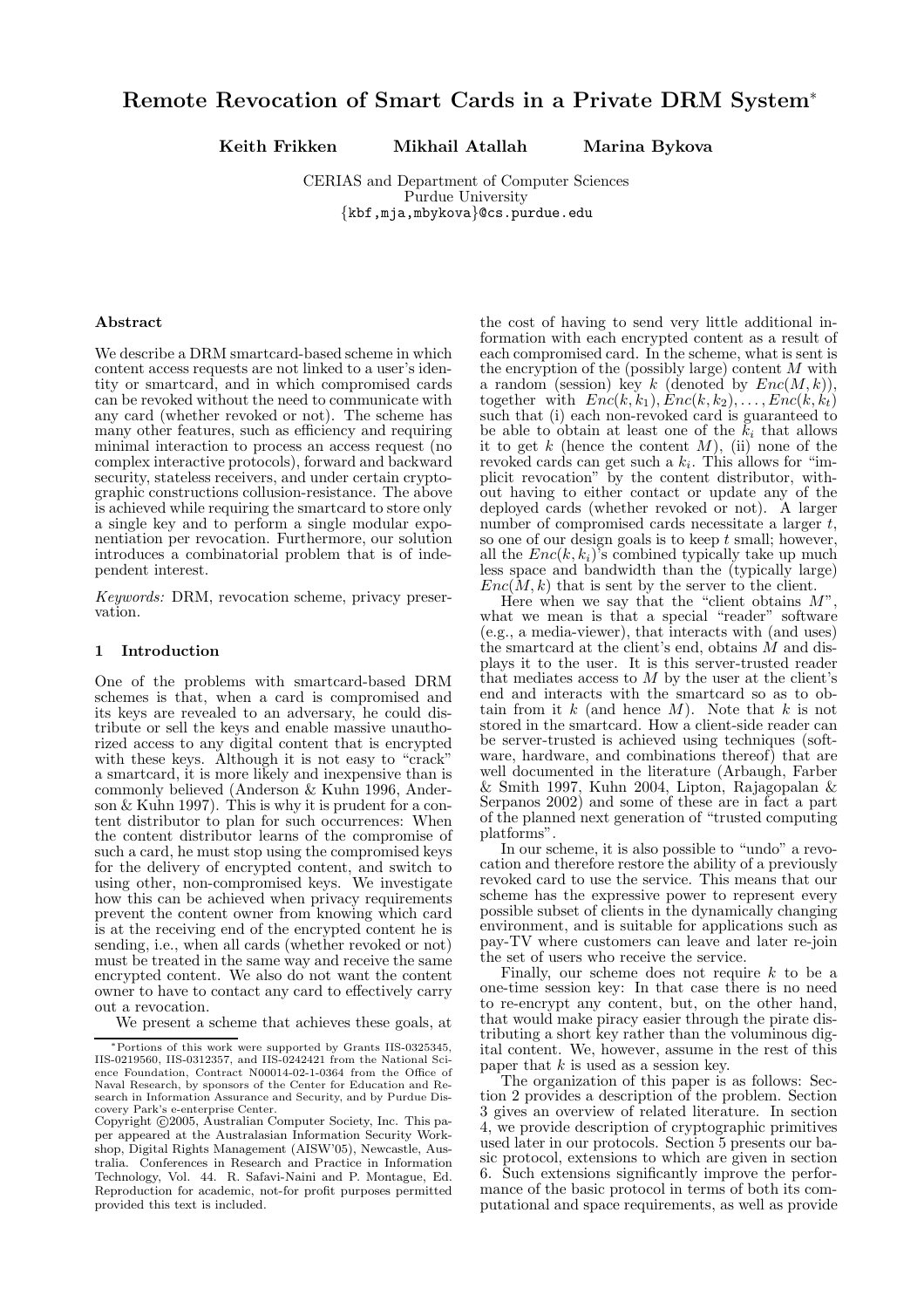# Remote Revocation of Smart Cards in a Private DRM System*

**Keith Frikken** **Mikhail Atallah** **Marina Bykova**

CERIAS and Department of Computer Sciences
Purdue University
{kbf,mja,mbykova}@cs.purdue.edu

### Abstract

We describe a DRM smartcard-based scheme in which content access requests are not linked to a user's identity or smartcard, and in which compromised cards can be revoked without the need to communicate with any card (whether revoked or not). The scheme has many other features, such as efficiency and requiring minimal interaction to process an access request (no complex interactive protocols), forward and backward security, stateless receivers, and under certain cryptographic constructions collusion-resistance. The above is achieved while requiring the smartcard to store only a single key and to perform a single modular exponentiation per revocation. Furthermore, our solution introduces a combinatorial problem that is of independent interest.

*Keywords:* DRM, revocation scheme, privacy preservation.

## 1 Introduction

One of the problems with smartcard-based DRM schemes is that, when a card is compromised and its keys are revealed to an adversary, he could distribute or sell the keys and enable massive unauthorized access to any digital content that is encrypted with these keys. Although it is not easy to "crack" a smartcard, it is more likely and inexpensive than is commonly believed (Anderson & Kuhn 1996, Anderson & Kuhn 1997). This is why it is prudent for a content distributor to plan for such occurrences: When the content distributor learns of the compromise of such a card, he must stop using the compromised keys for the delivery of encrypted content, and switch to using other, non-compromised keys. We investigate how this can be achieved when privacy requirements prevent the content owner from knowing which card is at the receiving end of the encrypted content he is sending, i.e., when all cards (whether revoked or not) must be treated in the same way and receive the same encrypted content. We also do not want the content owner to have to contact any card to effectively carry out a revocation.

We present a scheme that achieves these goals, at the cost of having to send very little additional information with each encrypted content as a result of each compromised card. In the scheme, what is sent is the encryption of the (possibly large) content $M$ with a random (session) key $k$ (denoted by $Enc(M, k)$), together with $Enc(k, k_1), Enc(k, k_2), \ldots, Enc(k, k_t)$ such that (i) each non-revoked card is guaranteed to be able to obtain at least one of the $k_i$ that allows it to get $k$ (hence the content $M$), (ii) none of the revoked cards can get such a $k_i$. This allows for "implicit revocation" by the content distributor, without having to either contact or update any of the deployed cards (whether revoked or not). A larger number of compromised cards necessitate a larger $t$, so one of our design goals is to keep $t$ small; however, all the $Enc(k, k_i)$'s combined typically take up much less space and bandwidth than the (typically large) $Enc(M, k)$ that is sent by the server to the client.

Here when we say that the "client obtains $M$", what we mean is that a special "reader" software (e.g., a media-viewer), that interacts with (and uses) the smartcard at the client's end, obtains $M$ and displays it to the user. It is this server-trusted reader that mediates access to $M$ by the user at the client's end and interacts with the smartcard so as to obtain from it $k$ (and hence $M$). Note that $k$ is not stored in the smartcard. How a client-side reader can be server-trusted is achieved using techniques (software, hardware, and combinations thereof) that are well documented in the literature (Arbaugh, Farber & Smith 1997, Kuhn 2004, Lipton, Rajagopalan & Serpanos 2002) and some of these are in fact a part of the planned next generation of "trusted computing platforms".

In our scheme, it is also possible to "undo" a revocation and therefore restore the ability of a previously revoked card to use the service. This means that our scheme has the expressive power to represent every possible subset of clients in the dynamically changing environment, and is suitable for applications such as pay-TV where customers can leave and later re-join the set of users who receive the service.

Finally, our scheme does not require $k$ to be a one-time session key: In that case there is no need to re-encrypt any content, but, on the other hand, that would make piracy easier through the pirate distributing a short key rather than the voluminous digital content. We, however, assume in the rest of this paper that $k$ is used as a session key.

The organization of this paper is as follows: Section 2 provides a description of the problem. Section 3 gives an overview of related literature. In section 4, we provide description of cryptographic primitives used later in our protocols. Section 5 presents our basic protocol, extensions to which are given in section 6. Such extensions significantly improve the performance of the basic protocol in terms of both its computational and space requirements, as well as provide

---

*Portions of this work were supported by Grants IIS-0325345, IIS-0219560, IIS-0312357, and IIS-0242421 from the National Science Foundation, Contract N00014-02-1-0364 from the Office of Naval Research, by sponsors of the Center for Education and Research in Information Assurance and Security, and by Purdue Discovery Park's e-enterprise Center.

Copyright ©2005, Australian Computer Society, Inc. This paper appeared at the Australasian Information Security Workshop, Digital Rights Management (AISW'05), Newcastle, Australia. Conferences in Research and Practice in Information Technology, Vol. 44. R. Safavi-Naini and P. Montague, Ed. Reproduction for academic, not-for profit purposes permitted provided this text is included.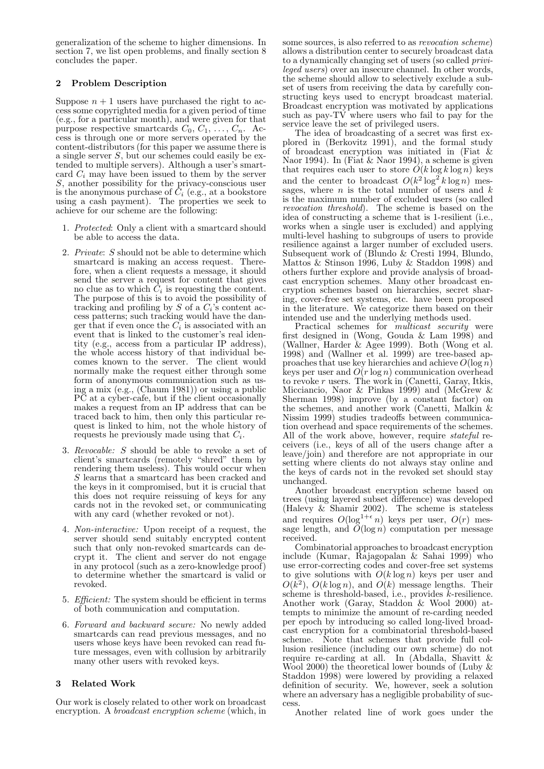generalization of the scheme to higher dimensions. In section 7, we list open problems, and finally section 8 concludes the paper.

## 2 Problem Description

Suppose $n+1$ users have purchased the right to access some copyrighted media for a given period of time (e.g., for a particular month), and were given for that purpose respective smartcards $C_0, C_1, \ldots, C_n$. Access is through one or more servers operated by the content-distributors (for this paper we assume there is a single server $S$, but our schemes could easily be extended to multiple servers). Although a user's smartcard $C_i$ may have been issued to them by the server $S$, another possibility for the privacy-conscious user is the anonymous purchase of $C_i$ (e.g., at a bookstore using a cash payment). The properties we seek to achieve for our scheme are the following:

1. *Protected*: Only a client with a smartcard should be able to access the data.
2. *Private*: $S$ should not be able to determine which smartcard is making an access request. Therefore, when a client requests a message, it should send the server a request for content that gives no clue as to which $C_i$ is requesting the content. The purpose of this is to avoid the possibility of tracking and profiling by $S$ of a $C_i$'s content access patterns; such tracking would have the danger that if even once the $C_i$ is associated with an event that is linked to the customer's real identity (e.g., access from a particular IP address), the whole access history of that individual becomes known to the server. The client would normally make the request either through some form of anonymous communication such as using a mix (e.g., (Chaum 1981)) or using a public PC at a cyber-cafe, but if the client occasionally makes a request from an IP address that can be traced back to him, then only this particular request is linked to him, not the whole history of requests he previously made using that $C_i$.
3. *Revocable:* $S$ should be able to revoke a set of client's smartcards (remotely "shred" them by rendering them useless). This would occur when $S$ learns that a smartcard has been cracked and the keys in it compromised, but it is crucial that this does not require reissuing of keys for any cards not in the revoked set, or communicating with any card (whether revoked or not).
4. *Non-interactive:* Upon receipt of a request, the server should send suitably encrypted content such that only non-revoked smartcards can decrypt it. The client and server do not engage in any protocol (such as a zero-knowledge proof) to determine whether the smartcard is valid or revoked.
5. *Efficient:* The system should be efficient in terms of both communication and computation.
6. *Forward and backward secure:* No newly added smartcards can read previous messages, and no users whose keys have been revoked can read future messages, even with collusion by arbitrarily many other users with revoked keys.

## 3 Related Work

Our work is closely related to other work on broadcast encryption. A *broadcast encryption scheme* (which, in some sources, is also referred to as *revocation scheme*) allows a distribution center to securely broadcast data to a dynamically changing set of users (so called *privileged users*) over an insecure channel. In other words, the scheme should allow to selectively exclude a subset of users from receiving the data by carefully constructing keys used to encrypt broadcast material. Broadcast encryption was motivated by applications such as pay-TV where users who fail to pay for the service leave the set of privileged users.

The idea of broadcasting of a secret was first explored in (Berkovitz 1991), and the formal study of broadcast encryption was initiated in (Fiat & Naor 1994). In (Fiat & Naor 1994), a scheme is given that requires each user to store $O(k \log k \log n)$ keys and the center to broadcast $O(k^2 \log^2 k \log n)$ messages, where $n$ is the total number of users and $k$ is the maximum number of excluded users (so called *revocation threshold*). The scheme is based on the idea of constructing a scheme that is 1-resilient (i.e., works when a single user is excluded) and applying multi-level hashing to subgroups of users to provide resilience against a larger number of excluded users. Subsequent work of (Blundo & Cresti 1994, Blundo, Mattos & Stinson 1996, Luby & Staddon 1998) and others further explore and provide analysis of broadcast encryption schemes. Many other broadcast encryption schemes based on hierarchies, secret sharing, cover-free set systems, etc. have been proposed in the literature. We categorize them based on their intended use and the underlying methods used.

Practical schemes for *multicast security* were first designed in (Wong, Gouda & Lam 1998) and (Wallner, Harder & Agee 1999). Both (Wong et al. 1998) and (Wallner et al. 1999) are tree-based approaches that use key hierarchies and achieve $O(\log n)$ keys per user and $O(r \log n)$ communication overhead to revoke $r$ users. The work in (Canetti, Garay, Itkis, Micciancio, Naor & Pinkas 1999) and (McGrew & Sherman 1998) improve (by a constant factor) on the schemes, and another work (Canetti, Malkin & Nissim 1999) studies tradeoffs between communication overhead and space requirements of the schemes. All of the work above, however, require *stateful* receivers (i.e., keys of all of the users change after a leave/join) and therefore are not appropriate in our setting where clients do not always stay online and the keys of cards not in the revoked set should stay unchanged.

Another broadcast encryption scheme based on trees (using layered subset difference) was developed (Halevy & Shamir 2002). The scheme is stateless and requires $O(\log^{1+\epsilon} n)$ keys per user, $O(r)$ message length, and $O(\log n)$ computation per message received.

Combinatorial approaches to broadcast encryption include (Kumar, Rajagopalan & Sahai 1999) who use error-correcting codes and cover-free set systems to give solutions with $O(k \log n)$ keys per user and $O(k^2)$, $O(k \log n)$, and $O(k)$ message lengths. Their scheme is threshold-based, i.e., provides $k$-resilience. Another work (Garay, Staddon & Wool 2000) attempts to minimize the amount of re-carding needed per epoch by introducing so called long-lived broadcast encryption for a combinatorial threshold-based scheme. Note that schemes that provide full collusion resilience (including our own scheme) do not require re-carding at all. In (Abdalla, Shavitt & Wool 2000) the theoretical lower bounds of (Luby & Staddon 1998) were lowered by providing a relaxed definition of security. We, however, seek a solution where an adversary has a negligible probability of success.

Another related line of work goes under the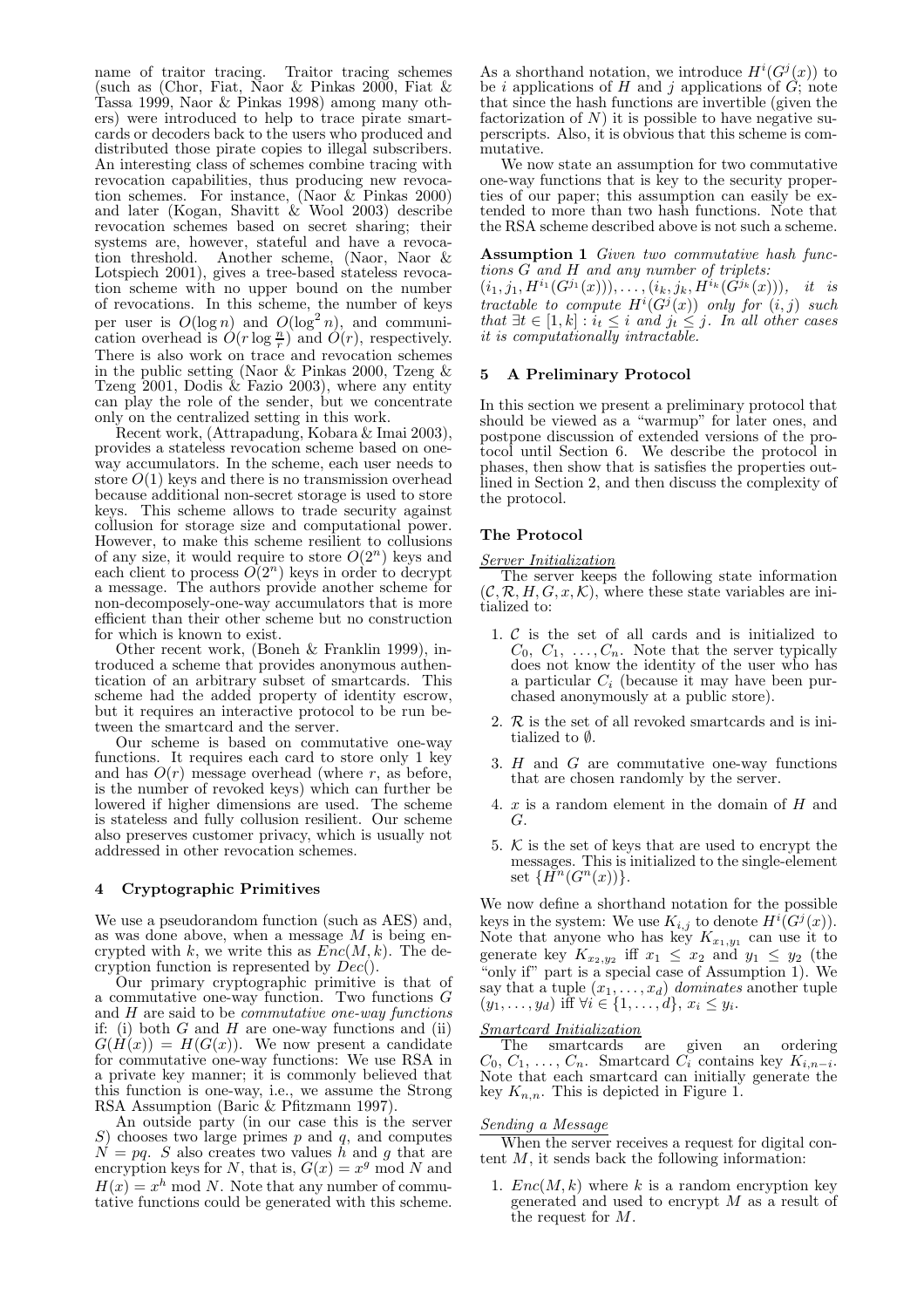name of traitor tracing. Traitor tracing schemes (such as (Chor, Fiat, Naor & Pinkas 2000, Fiat & Tassa 1999, Naor & Pinkas 1998) among many others) were introduced to help to trace pirate smartcards or decoders back to the users who produced and distributed those pirate copies to illegal subscribers. An interesting class of schemes combine tracing with revocation capabilities, thus producing new revocation schemes. For instance, (Naor & Pinkas 2000) and later (Kogan, Shavitt & Wool 2003) describe revocation schemes based on secret sharing; their systems are, however, stateful and have a revocation threshold. Another scheme, (Naor, Naor & Lotspiech 2001), gives a tree-based stateless revocation scheme with no upper bound on the number of revocations. In this scheme, the number of keys per user is $O(\log n)$ and $O(\log^2 n)$, and communication overhead is $O(r \log \frac{n}{r})$ and $O(r)$, respectively. There is also work on trace and revocation schemes in the public setting (Naor & Pinkas 2000, Tzeng & Tzeng 2001, Dodis & Fazio 2003), where any entity can play the role of the sender, but we concentrate only on the centralized setting in this work.

Recent work, (Attrapadung, Kobara & Imai 2003), provides a stateless revocation scheme based on one-way accumulators. In the scheme, each user needs to store $O(1)$ keys and there is no transmission overhead because additional non-secret storage is used to store keys. This scheme allows to trade security against collusion for storage size and computational power. However, to make this scheme resilient to collusions of any size, it would require to store $O(2^n)$ keys and each client to process $O(2^n)$ keys in order to decrypt a message. The authors provide another scheme for non-decomposely-one-way accumulators that is more efficient than their other scheme but no construction for which is known to exist.

Other recent work, (Boneh & Franklin 1999), introduced a scheme that provides anonymous authentication of an arbitrary subset of smartcards. This scheme had the added property of identity escrow, but it requires an interactive protocol to be run between the smartcard and the server.

Our scheme is based on commutative one-way functions. It requires each card to store only 1 key and has $O(r)$ message overhead (where $r$, as before, is the number of revoked keys) which can further be lowered if higher dimensions are used. The scheme is stateless and fully collusion resilient. Our scheme also preserves customer privacy, which is usually not addressed in other revocation schemes.

## 4 Cryptographic Primitives

We use a pseudorandom function (such as AES) and, as was done above, when a message $M$ is being encrypted with $k$, we write this as $Enc(M, k)$. The decryption function is represented by $Dec()$.

Our primary cryptographic primitive is that of a commutative one-way function. Two functions $G$ and $H$ are said to be *commutative one-way functions* if: (i) both $G$ and $H$ are one-way functions and (ii) $G(H(x)) = H(G(x))$. We now present a candidate for commutative one-way functions: We use RSA in a private key manner; it is commonly believed that this function is one-way, i.e., we assume the Strong RSA Assumption (Baric & Pfitzmann 1997).

An outside party (in our case this is the server $S$) chooses two large primes $p$ and $q$, and computes $N = pq$. $S$ also creates two values $h$ and $g$ that are encryption keys for $N$, that is, $G(x) = x^g \bmod N$ and $H(x) = x^h \bmod N$. Note that any number of commutative functions could be generated with this scheme. As a shorthand notation, we introduce $H^i(G^j(x))$ to be $i$ applications of $H$ and $j$ applications of $G$; note that since the hash functions are invertible (given the factorization of $N$) it is possible to have negative superscripts. Also, it is obvious that this scheme is commutative.

We now state an assumption for two commutative one-way functions that is key to the security properties of our paper; this assumption can easily be extended to more than two hash functions. Note that the RSA scheme described above is not such a scheme.

**Assumption 1** *Given two commutative hash functions $G$ and $H$ and any number of triplets: $(i_1, j_1, H^{i_1}(G^{j_1}(x))), \ldots, (i_k, j_k, H^{i_k}(G^{j_k}(x)))$, it is tractable to compute $H^i(G^j(x))$ only for $(i, j)$ such that $\exists t \in [1, k] : i_t \leq i$ and $j_t \leq j$. In all other cases it is computationally intractable.*

## 5 A Preliminary Protocol

In this section we present a preliminary protocol that should be viewed as a "warmup" for later ones, and postpone discussion of extended versions of the protocol until Section 6. We describe the protocol in phases, then show that is satisfies the properties outlined in Section 2, and then discuss the complexity of the protocol.

### The Protocol

*Server Initialization*

The server keeps the following state information $(\mathcal{C}, \mathcal{R}, H, G, x, \mathcal{K})$, where these state variables are initialized to:

1. $\mathcal{C}$ is the set of all cards and is initialized to $C_0, C_1, \ldots, C_n$. Note that the server typically does not know the identity of the user who has a particular $C_i$ (because it may have been purchased anonymously at a public store).
2. $\mathcal{R}$ is the set of all revoked smartcards and is initialized to $\emptyset$.
3. $H$ and $G$ are commutative one-way functions that are chosen randomly by the server.
4. $x$ is a random element in the domain of $H$ and $G$.
5. $\mathcal{K}$ is the set of keys that are used to encrypt the messages. This is initialized to the single-element set $\{H^n(G^n(x))\}$.

We now define a shorthand notation for the possible keys in the system: We use $K_{i,j}$ to denote $H^i(G^j(x))$. Note that anyone who has key $K_{x_1,y_1}$ can use it to generate key $K_{x_2,y_2}$ iff $x_1 \leq x_2$ and $y_1 \leq y_2$ (the "only if" part is a special case of Assumption 1). We say that a tuple $(x_1, \ldots, x_d)$ *dominates* another tuple $(y_1, \ldots, y_d)$ iff $\forall i \in \{1, \ldots, d\}$, $x_i \leq y_i$.

*Smartcard Initialization*

The smartcards are given an ordering $C_0, C_1, \ldots, C_n$. Smartcard $C_i$ contains key $K_{i,n-i}$. Note that each smartcard can initially generate the key $K_{n,n}$. This is depicted in Figure 1.

*Sending a Message*

When the server receives a request for digital content $M$, it sends back the following information:

1. $Enc(M, k)$ where $k$ is a random encryption key generated and used to encrypt $M$ as a result of the request for $M$.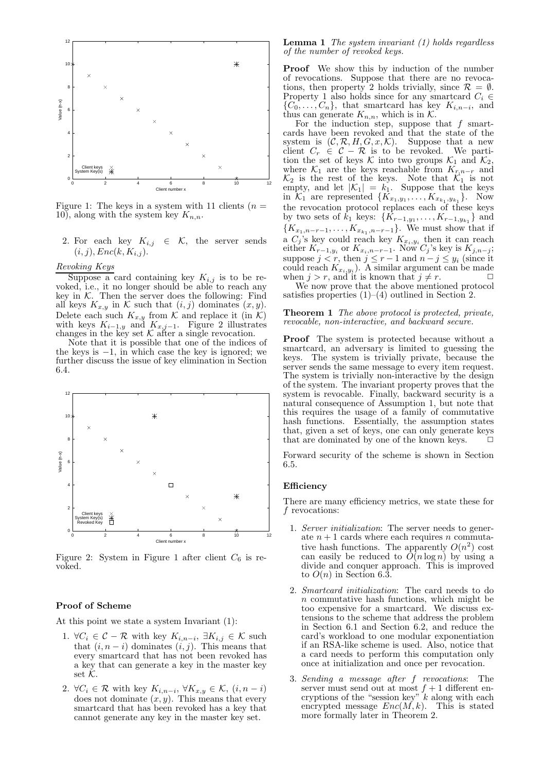Figure 1: The keys in a system with 11 clients ($n = 10$), along with the system key $K_{n,n}$.

2. For each key $K_{i,j} \in \mathcal{K}$, the server sends $(i, j), Enc(k, K_{i,j})$.

*Revoking Keys*

Suppose a card containing key $K_{i,j}$ is to be revoked, i.e., it no longer should be able to reach any key in $\mathcal{K}$. Then the server does the following: Find all keys $K_{x,y}$ in $\mathcal{K}$ such that $(i, j)$ dominates $(x, y)$. Delete each such $K_{x,y}$ from $\mathcal{K}$ and replace it (in $\mathcal{K}$) with keys $K_{i-1,y}$ and $K_{x,j-1}$. Figure 2 illustrates changes in the key set $\mathcal{K}$ after a single revocation.

Note that it is possible that one of the indices of the keys is $-1$, in which case the key is ignored; we further discuss the issue of key elimination in Section 6.4.

Figure 2: System in Figure 1 after client $C_6$ is revoked.

### Proof of Scheme

At this point we state a system Invariant (1):

1. $\forall C_i \in \mathcal{C} - \mathcal{R}$ with key $K_{i,n-i}$, $\exists K_{i,j} \in \mathcal{K}$ such that $(i, n-i)$ dominates $(i, j)$. This means that every smartcard that has not been revoked has a key that can generate a key in the master key set $\mathcal{K}$.
2. $\forall C_i \in \mathcal{R}$ with key $K_{i,n-i}$, $\forall K_{x,y} \in \mathcal{K}$, $(i, n-i)$ does not dominate $(x, y)$. This means that every smartcard that has been revoked has a key that cannot generate any key in the master key set.

**Lemma 1** *The system invariant (1) holds regardless of the number of revoked keys.*

**Proof** We show this by induction of the number of revocations. Suppose that there are no revocations, then property 2 holds trivially, since $\mathcal{R} = \emptyset$. Property 1 also holds since for any smartcard $C_i \in \{C_0, \ldots, C_n\}$, that smartcard has key $K_{i,n-i}$, and thus can generate $K_{n,n}$, which is in $\mathcal{K}$.

For the induction step, suppose that $f$ smartcards have been revoked and that the state of the system is $(\mathcal{C}, \mathcal{R}, H, G, x, \mathcal{K})$. Suppose that a new client $C_r \in \mathcal{C} - \mathcal{R}$ is to be revoked. We partition the set of keys $\mathcal{K}$ into two groups $\mathcal{K}_1$ and $\mathcal{K}_2$, where $\mathcal{K}_1$ are the keys reachable from $K_{r,n-r}$ and $\mathcal{K}_2$ is the rest of the keys. Note that $\mathcal{K}_1$ is not empty, and let $|\mathcal{K}_1| = k_1$. Suppose that the keys in $\mathcal{K}_1$ are represented $\{K_{x_1,y_1}, \ldots, K_{x_{k_1},y_{k_1}}\}$. Now the revocation protocol replaces each of these keys by two sets of $k_1$ keys: $\{K_{r-1,y_1}, \ldots, K_{r-1,y_{k_1}}\}$ and $\{K_{x_1,n-r-1}, \ldots, K_{x_{k_1},n-r-1}\}$. We must show that if a $C_j$'s key could reach key $K_{x_i,y_i}$ then it can reach either $K_{r-1,y_i}$ or $K_{x_i,n-r-1}$. Now $C_j$'s key is $K_{j,n-j}$; suppose $j < r$, then $j \le r-1$ and $n - j \le y_i$ (since it could reach $K_{x_i,y_i}$). A similar argument can be made when $j > r$, and it is known that $j \neq r$. $\Box$

We now prove that the above mentioned protocol satisfies properties (1)–(4) outlined in Section 2.

**Theorem 1** *The above protocol is protected, private, revocable, non-interactive, and backward secure.*

**Proof** The system is protected because without a smartcard, an adversary is limited to guessing the keys. The system is trivially private, because the server sends the same message to every item request. The system is trivially non-interactive by the design of the system. The invariant property proves that the system is revocable. Finally, backward security is a natural consequence of Assumption 1, but note that this requires the usage of a family of commutative hash functions. Essentially, the assumption states that, given a set of keys, one can only generate keys that are dominated by one of the known keys. $\Box$

Forward security of the scheme is shown in Section 6.5.

### Efficiency

There are many efficiency metrics, we state these for $f$ revocations:

1. *Server initialization*: The server needs to generate $n+1$ cards where each requires $n$ commutative hash functions. The apparently $O(n^2)$ cost can easily be reduced to $O(n \log n)$ by using a divide and conquer approach. This is improved to $O(n)$ in Section 6.3.
2. *Smartcard initialization*: The card needs to do $n$ commutative hash functions, which might be too expensive for a smartcard. We discuss extensions to the scheme that address the problem in Section 6.1 and Section 6.2, and reduce the card's workload to one modular exponentiation if an RSA-like scheme is used. Also, notice that a card needs to perform this computation only once at initialization and once per revocation.
3. *Sending a message after $f$ revocations*: The server must send out at most $f + 1$ different encryptions of the "session key" $k$ along with each encrypted message $Enc(M, k)$. This is stated more formally later in Theorem 2.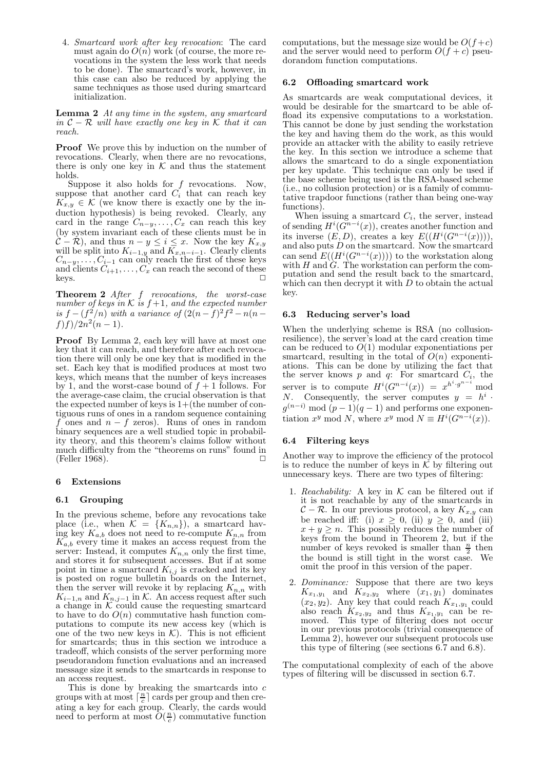4. *Smartcard work after key revocation*: The card must again do $O(n)$ work (of course, the more revocations in the system the less work that needs to be done). The smartcard's work, however, in this case can also be reduced by applying the same techniques as those used during smartcard initialization.

**Lemma 2** *At any time in the system, any smartcard in $\mathcal{C} - \mathcal{R}$ will have exactly one key in $\mathcal{K}$ that it can reach.*

**Proof** We prove this by induction on the number of revocations. Clearly, when there are no revocations, there is only one key in $\mathcal{K}$ and thus the statement holds.

Suppose it also holds for $f$ revocations. Now, suppose that another card $C_i$ that can reach key $K_{x,y} \in \mathcal{K}$ (we know there is exactly one by the induction hypothesis) is being revoked. Clearly, any card in the range $C_{n-y}, \ldots, C_x$ can reach this key (by system invariant each of these clients must be in $\mathcal{C} - \mathcal{R}$), and thus $n - y \leq i \leq x$. Now the key $K_{x,y}$ will be split into $K_{i-1,y}$ and $K_{x,n-i-1}$. Clearly clients $C_{n-y}, \ldots, C_{i-1}$ can only reach the first of these keys and clients $C_{i+1}, \ldots, C_x$ can reach the second of these keys. □

**Theorem 2** *After $f$ revocations, the worst-case number of keys in $\mathcal{K}$ is $f+1$, and the expected number is $f - (f^2/n)$ with a variance of $(2(n-f)^2 f^2 - n(n-f)f)/2n^2(n-1)$.*

**Proof** By Lemma 2, each key will have at most one key that it can reach, and therefore after each revocation there will only be one key that is modified in the set. Each key that is modified produces at most two keys, which means that the number of keys increases by 1, and the worst-case bound of $f+1$ follows. For the average-case claim, the crucial observation is that the expected number of keys is 1+(the number of contiguous runs of ones in a random sequence containing $f$ ones and $n-f$ zeros). Runs of ones in random binary sequences are a well studied topic in probability theory, and this theorem's claims follow without much difficulty from the "theorems on runs" found in (Feller 1968). □

## 6 Extensions

### 6.1 Grouping

In the previous scheme, before any revocations take place (i.e., when $\mathcal{K} = \{K_{n,n}\}$), a smartcard having key $K_{a,b}$ does not need to re-compute $K_{n,n}$ from $K_{a,b}$ every time it makes an access request from the server: Instead, it computes $K_{n,n}$ only the first time, and stores it for subsequent accesses. But if at some point in time a smartcard $K_{i,j}$ is cracked and its key is posted on rogue bulletin boards on the Internet, then the server will revoke it by replacing $K_{n,n}$ with $K_{i-1,n}$ and $K_{n,j-1}$ in $\mathcal{K}$. An access request after such a change in $\mathcal{K}$ could cause the requesting smartcard to have to do $O(n)$ commutative hash function computations to compute its new access key (which is one of the two new keys in $\mathcal{K}$). This is not efficient for smartcards; thus in this section we introduce a tradeoff, which consists of the server performing more pseudorandom function evaluations and an increased message size it sends to the smartcards in response to an access request.

This is done by breaking the smartcards into $c$ groups with at most $\lceil \frac{n}{c} \rceil$ cards per group and then creating a key for each group. Clearly, the cards would need to perform at most $O(\frac{n}{c})$ commutative function computations, but the message size would be $O(f+c)$ and the server would need to perform $O(f+c)$ pseudorandom function computations.

### 6.2 Offloading smartcard work

As smartcards are weak computational devices, it would be desirable for the smartcard to be able offload its expensive computations to a workstation. This cannot be done by just sending the workstation the key and having them do the work, as this would provide an attacker with the ability to easily retrieve the key. In this section we introduce a scheme that allows the smartcard to do a single exponentiation per key update. This technique can only be used if the base scheme being used is the RSA-based scheme (i.e., no collusion protection) or is a family of commutative trapdoor functions (rather than being one-way functions).

When issuing a smartcard $C_i$, the server, instead of sending $H^i(G^{n-i}(x))$, creates another function and its inverse $(E, D)$, creates a key $E((H^i(G^{n-i}(x))))$, and also puts $D$ on the smartcard. Now the smartcard can send $E((H^i(G^{n-i}(x))))$ to the workstation along with $H$ and $G$. The workstation can perform the computation and send the result back to the smartcard, which can then decrypt it with $D$ to obtain the actual key.

### 6.3 Reducing server's load

When the underlying scheme is RSA (no collusion-resilience), the server's load at the card creation time can be reduced to $O(1)$ modular exponentiations per smartcard, resulting in the total of $O(n)$ exponentiations. This can be done by utilizing the fact that the server knows $p$ and $q$: For smartcard $C_i$, the server is to compute $H^i(G^{n-i}(x)) = x^{h^i \cdot g^{n-i}} \bmod N$. Consequently, the server computes $y = h^i \cdot g^{(n-i)} \bmod (p-1)(q-1)$ and performs one exponentiation $x^y \bmod N$, where $x^y \bmod N \equiv H^i(G^{n-i}(x))$.

### 6.4 Filtering keys

Another way to improve the efficiency of the protocol is to reduce the number of keys in $\mathcal{K}$ by filtering out unnecessary keys. There are two types of filtering:

1. *Reachability:* A key in $\mathcal{K}$ can be filtered out if it is not reachable by any of the smartcards in $\mathcal{C} - \mathcal{R}$. In our previous protocol, a key $K_{x,y}$ can be reached iff: (i) $x \geq 0$, (ii) $y \geq 0$, and (iii) $x + y \geq n$. This possibly reduces the number of keys from the bound in Theorem 2, but if the number of keys revoked is smaller than $\frac{n}{2}$ then the bound is still tight in the worst case. We omit the proof in this version of the paper.

2. *Dominance:* Suppose that there are two keys $K_{x_1,y_1}$ and $K_{x_2,y_2}$ where $(x_1, y_1)$ dominates $(x_2, y_2)$. Any key that could reach $K_{x_1,y_1}$ could also reach $K_{x_2,y_2}$ and thus $K_{x_1,y_1}$ can be removed. This type of filtering does not occur in our previous protocols (trivial consequence of Lemma 2), however our subsequent protocols use this type of filtering (see sections 6.7 and 6.8).

The computational complexity of each of the above types of filtering will be discussed in section 6.7.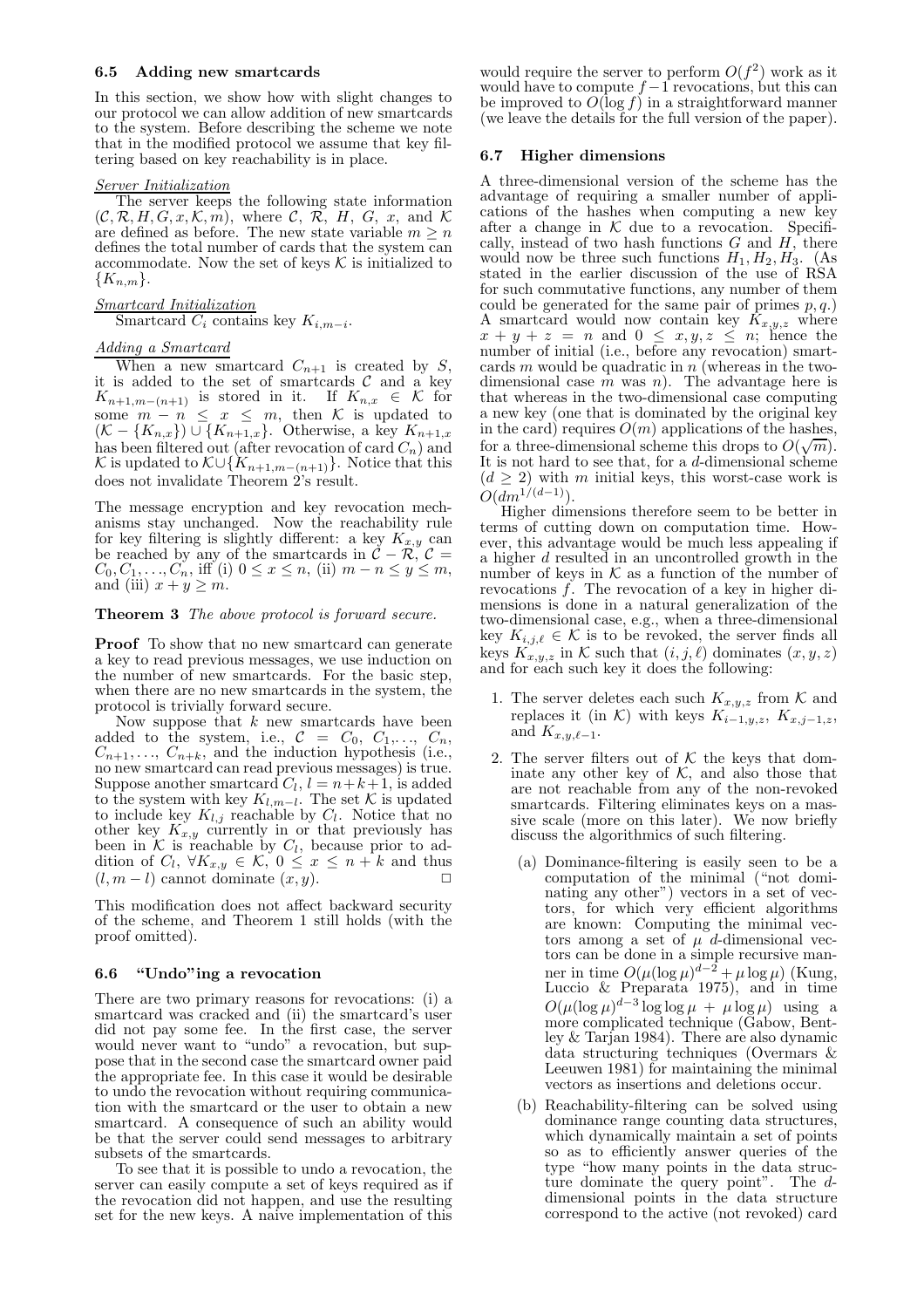### 6.5 Adding new smartcards

In this section, we show how with slight changes to our protocol we can allow addition of new smartcards to the system. Before describing the scheme we note that in the modified protocol we assume that key filtering based on key reachability is in place.

*Server Initialization*

The server keeps the following state information $(\mathcal{C}, \mathcal{R}, H, G, x, \mathcal{K}, m)$, where $\mathcal{C}$, $\mathcal{R}$, $H$, $G$, $x$, and $\mathcal{K}$ are defined as before. The new state variable $m \geq n$ defines the total number of cards that the system can accommodate. Now the set of keys $\mathcal{K}$ is initialized to $\{K_{n,m}\}$.

*Smartcard Initialization*

Smartcard $C_i$ contains key $K_{i,m-i}$.

*Adding a Smartcard*

When a new smartcard $C_{n+1}$ is created by $S$, it is added to the set of smartcards $\mathcal{C}$ and a key $K_{n+1,m-(n+1)}$ is stored in it. If $K_{n,x} \in \mathcal{K}$ for some $m - n \leq x \leq m$, then $\mathcal{K}$ is updated to $(\mathcal{K} - \{K_{n,x}\}) \cup \{K_{n+1,x}\}$. Otherwise, a key $K_{n+1,x}$ has been filtered out (after revocation of card $C_n$) and $\mathcal{K}$ is updated to $\mathcal{K} \cup \{K_{n+1,m-(n+1)}\}$. Notice that this does not invalidate Theorem 2's result.

The message encryption and key revocation mechanisms stay unchanged. Now the reachability rule for key filtering is slightly different: a key $K_{x,y}$ can be reached by any of the smartcards in $\mathcal{C} - \mathcal{R}$, $\mathcal{C} = C_0, C_1, \ldots, C_n$, iff (i) $0 \leq x \leq n$, (ii) $m - n \leq y \leq m$, and (iii) $x + y \geq m$.

**Theorem 3** *The above protocol is forward secure.*

**Proof** To show that no new smartcard can generate a key to read previous messages, we use induction on the number of new smartcards. For the basic step, when there are no new smartcards in the system, the protocol is trivially forward secure.

Now suppose that $k$ new smartcards have been added to the system, i.e., $\mathcal{C} = C_0, C_1, \ldots, C_n, C_{n+1}, \ldots, C_{n+k}$, and the induction hypothesis (i.e., no new smartcard can read previous messages) is true. Suppose another smartcard $C_l$, $l = n+k+1$, is added to the system with key $K_{l,m-l}$. The set $\mathcal{K}$ is updated to include key $K_{l,j}$ reachable by $C_l$. Notice that no other key $K_{x,y}$ currently in or that previously has been in $\mathcal{K}$ is reachable by $C_l$, because prior to addition of $C_l$, $\forall K_{x,y} \in \mathcal{K}$, $0 \leq x \leq n+k$ and thus $(l, m-l)$ cannot dominate $(x, y)$. □

This modification does not affect backward security of the scheme, and Theorem 1 still holds (with the proof omitted).

### 6.6 "Undo"ing a revocation

There are two primary reasons for revocations: (i) a smartcard was cracked and (ii) the smartcard's user did not pay some fee. In the first case, the server would never want to "undo" a revocation, but suppose that in the second case the smartcard owner paid the appropriate fee. In this case it would be desirable to undo the revocation without requiring communication with the smartcard or the user to obtain a new smartcard. A consequence of such an ability would be that the server could send messages to arbitrary subsets of the smartcards.

To see that it is possible to undo a revocation, the server can easily compute a set of keys required as if the revocation did not happen, and use the resulting set for the new keys. A naive implementation of this would require the server to perform $O(f^2)$ work as it would have to compute $f-1$ revocations, but this can be improved to $O(\log f)$ in a straightforward manner (we leave the details for the full version of the paper).

### 6.7 Higher dimensions

A three-dimensional version of the scheme has the advantage of requiring a smaller number of applications of the hashes when computing a new key after a change in $\mathcal{K}$ due to a revocation. Specifically, instead of two hash functions $G$ and $H$, there would now be three such functions $H_1, H_2, H_3$. (As stated in the earlier discussion of the use of RSA for such commutative functions, any number of them could be generated for the same pair of primes $p, q$.) A smartcard would now contain key $K_{x,y,z}$ where $x + y + z = n$ and $0 \leq x, y, z \leq n$; hence the number of initial (i.e., before any revocation) smartcards $m$ would be quadratic in $n$ (whereas in the two-dimensional case $m$ was $n$). The advantage here is that whereas in the two-dimensional case computing a new key (one that is dominated by the original key in the card) requires $O(m)$ applications of the hashes, for a three-dimensional scheme this drops to $O(\sqrt{m})$. It is not hard to see that, for a $d$-dimensional scheme $(d \geq 2)$ with $m$ initial keys, this worst-case work is $O(dm^{1/(d-1)})$.

Higher dimensions therefore seem to be better in terms of cutting down on computation time. However, this advantage would be much less appealing if a higher $d$ resulted in an uncontrolled growth in the number of keys in $\mathcal{K}$ as a function of the number of revocations $f$. The revocation of a key in higher dimensions is done in a natural generalization of the two-dimensional case, e.g., when a three-dimensional key $K_{i,j,\ell} \in \mathcal{K}$ is to be revoked, the server finds all keys $K_{x,y,z}$ in $\mathcal{K}$ such that $(i, j, \ell)$ dominates $(x, y, z)$ and for each such key it does the following:

1. The server deletes each such $K_{x,y,z}$ from $\mathcal{K}$ and replaces it (in $\mathcal{K}$) with keys $K_{i-1,y,z}$, $K_{x,j-1,z}$, and $K_{x,y,\ell-1}$.
2. The server filters out of $\mathcal{K}$ the keys that dominate any other key of $\mathcal{K}$, and also those that are not reachable from any of the non-revoked smartcards. Filtering eliminates keys on a massive scale (more on this later). We now briefly discuss the algorithmics of such filtering.
   (a) Dominance-filtering is easily seen to be a computation of the minimal ("not dominating any other") vectors in a set of vectors, for which very efficient algorithms are known: Computing the minimal vectors among a set of $\mu$ $d$-dimensional vectors can be done in a simple recursive manner in time $O(\mu(\log\mu)^{d-2} + \mu\log\mu)$ (Kung, Luccio & Preparata 1975), and in time $O(\mu(\log\mu)^{d-3}\log\log\mu + \mu\log\mu)$ using a more complicated technique (Gabow, Bentley & Tarjan 1984). There are also dynamic data structuring techniques (Overmars & Leeuwen 1981) for maintaining the minimal vectors as insertions and deletions occur.
   (b) Reachability-filtering can be solved using dominance range counting data structures, which dynamically maintain a set of points so as to efficiently answer queries of the type "how many points in the data structure dominate the query point". The $d$-dimensional points in the data structure correspond to the active (not revoked) card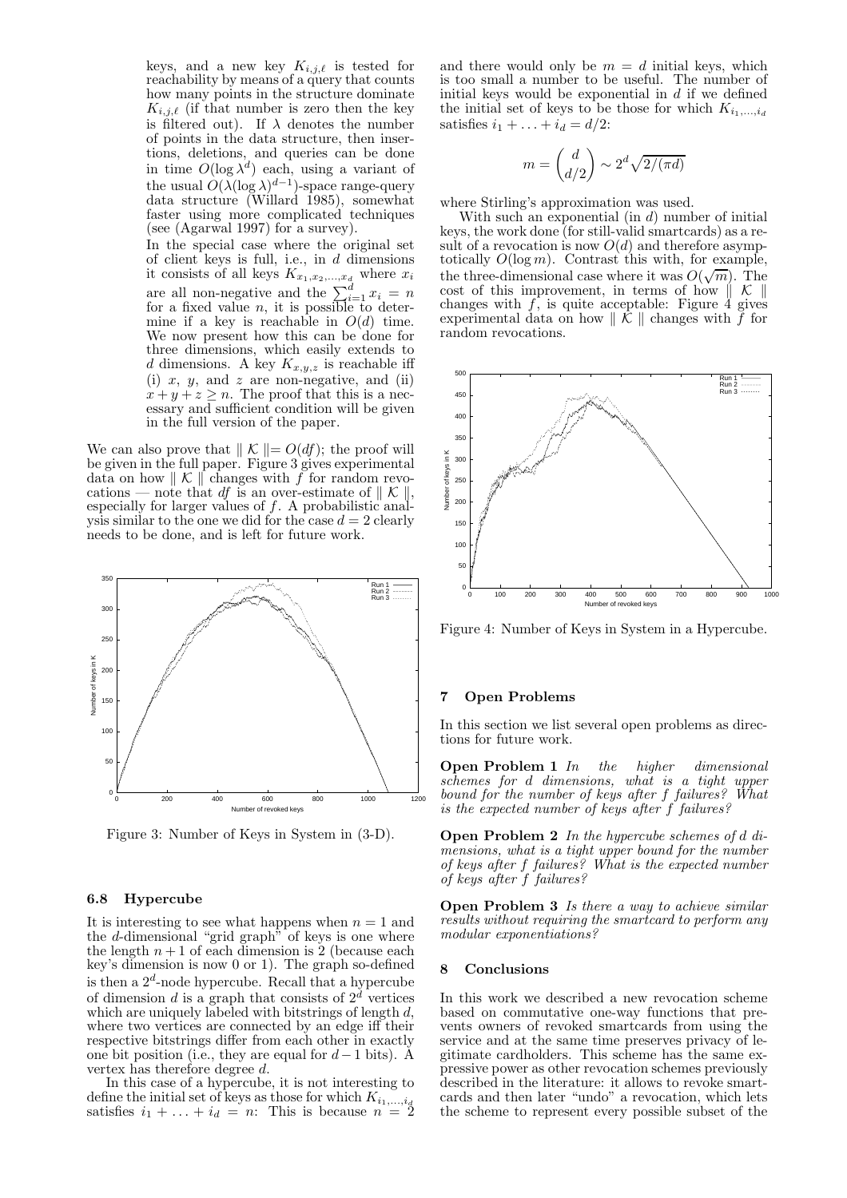keys, and a new key $K_{i,j,\ell}$ is tested for reachability by means of a query that counts how many points in the structure dominate $K_{i,j,\ell}$ (if that number is zero then the key is filtered out). If $\lambda$ denotes the number of points in the data structure, then insertions, deletions, and queries can be done in time $O(\log \lambda^d)$ each, using a variant of the usual $O(\lambda(\log \lambda)^{d-1})$-space range-query data structure (Willard 1985), somewhat faster using more complicated techniques (see (Agarwal 1997) for a survey).

In the special case where the original set of client keys is full, i.e., in $d$ dimensions it consists of all keys $K_{x_1,x_2,\ldots,x_d}$ where $x_i$ are all non-negative and the $\sum_{i=1}^{d} x_i = n$ for a fixed value $n$, it is possible to determine if a key is reachable in $O(d)$ time. We now present how this can be done for three dimensions, which easily extends to $d$ dimensions. A key $K_{x,y,z}$ is reachable iff (i) $x$, $y$, and $z$ are non-negative, and (ii) $x + y + z \geq n$. The proof that this is a necessary and sufficient condition will be given in the full version of the paper.

We can also prove that $\| \mathcal{K} \| = O(df)$; the proof will be given in the full paper. Figure 3 gives experimental data on how $\| \mathcal{K} \|$ changes with $f$ for random revocations — note that $df$ is an over-estimate of $\| \mathcal{K} \|$, especially for larger values of $f$. A probabilistic analysis similar to the one we did for the case $d = 2$ clearly needs to be done, and is left for future work.

Figure 3: Number of Keys in System in (3-D).

### 6.8 Hypercube

It is interesting to see what happens when $n = 1$ and the $d$-dimensional "grid graph" of keys is one where the length $n + 1$ of each dimension is 2 (because each key's dimension is now 0 or 1). The graph so-defined is then a $2^d$-node hypercube. Recall that a hypercube of dimension $d$ is a graph that consists of $2^d$ vertices which are uniquely labeled with bitstrings of length $d$, where two vertices are connected by an edge iff their respective bitstrings differ from each other in exactly one bit position (i.e., they are equal for $d-1$ bits). A vertex has therefore degree $d$.

In this case of a hypercube, it is not interesting to define the initial set of keys as those for which $K_{i_1,\ldots,i_d}$ satisfies $i_1 + \ldots + i_d = n$: This is because $n = 2$ and there would only be $m = d$ initial keys, which is too small a number to be useful. The number of initial keys would be exponential in $d$ if we defined the initial set of keys to be those for which $K_{i_1,\ldots,i_d}$ satisfies $i_1 + \ldots + i_d = d/2$:

$$m = \binom{d}{d/2} \sim 2^d \sqrt{2/(\pi d)}$$

where Stirling's approximation was used.

With such an exponential (in $d$) number of initial keys, the work done (for still-valid smartcards) as a result of a revocation is now $O(d)$ and therefore asymptotically $O(\log m)$. Contrast this with, for example, the three-dimensional case where it was $O(\sqrt{m})$. The cost of this improvement, in terms of how $\| \mathcal{K} \|$ changes with $f$, is quite acceptable: Figure 4 gives experimental data on how $\| \mathcal{K} \|$ changes with $f$ for random revocations.

Figure 4: Number of Keys in System in a Hypercube.

## 7 Open Problems

In this section we list several open problems as directions for future work.

**Open Problem 1** *In the higher dimensional schemes for d dimensions, what is a tight upper bound for the number of keys after f failures? What is the expected number of keys after f failures?*

**Open Problem 2** *In the hypercube schemes of d dimensions, what is a tight upper bound for the number of keys after f failures? What is the expected number of keys after f failures?*

**Open Problem 3** *Is there a way to achieve similar results without requiring the smartcard to perform any modular exponentiations?*

## 8 Conclusions

In this work we described a new revocation scheme based on commutative one-way functions that prevents owners of revoked smartcards from using the service and at the same time preserves privacy of legitimate cardholders. This scheme has the same expressive power as other revocation schemes previously described in the literature: it allows to revoke smartcards and then later "undo" a revocation, which lets the scheme to represent every possible subset of the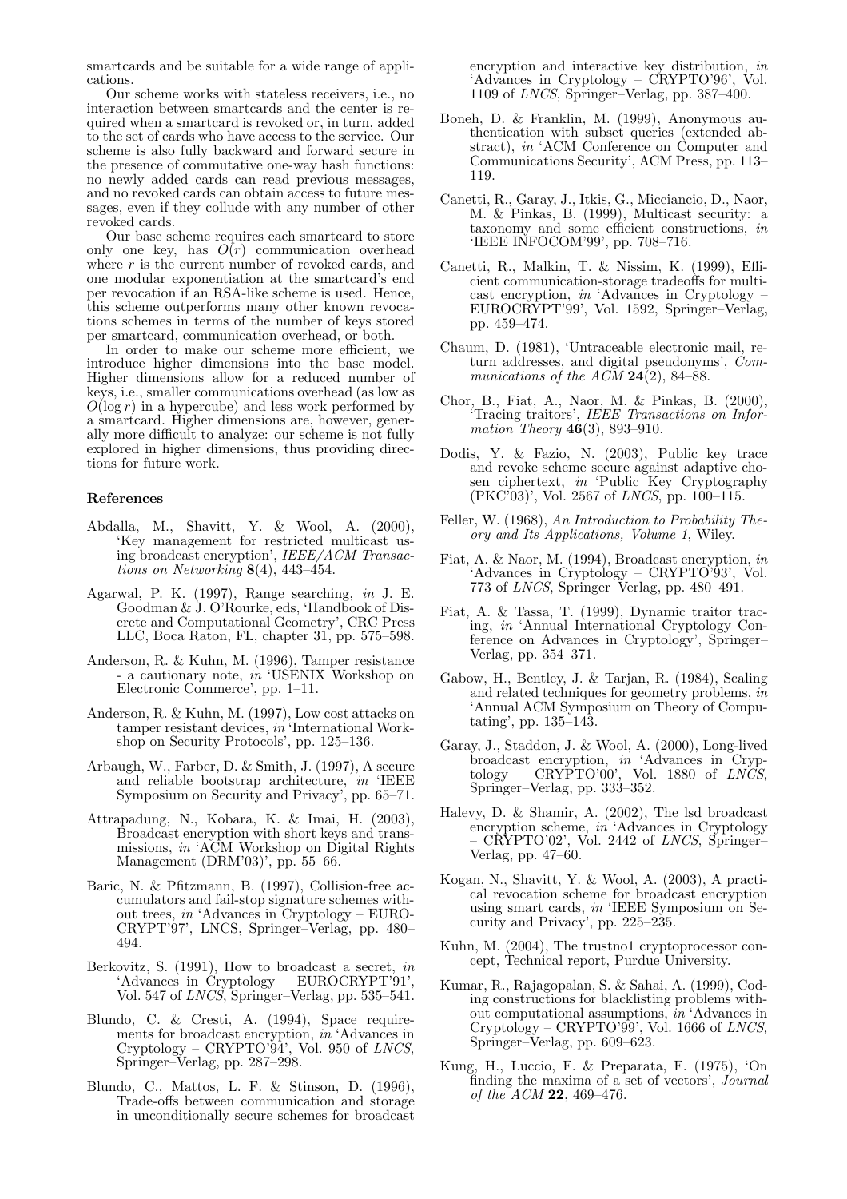smartcards and be suitable for a wide range of applications.

Our scheme works with stateless receivers, i.e., no interaction between smartcards and the center is required when a smartcard is revoked or, in turn, added to the set of cards who have access to the service. Our scheme is also fully backward and forward secure in the presence of commutative one-way hash functions: no newly added cards can read previous messages, and no revoked cards can obtain access to future messages, even if they collude with any number of other revoked cards.

Our base scheme requires each smartcard to store only one key, has $O(r)$ communication overhead where $r$ is the current number of revoked cards, and one modular exponentiation at the smartcard's end per revocation if an RSA-like scheme is used. Hence, this scheme outperforms many other known revocations schemes in terms of the number of keys stored per smartcard, communication overhead, or both.

In order to make our scheme more efficient, we introduce higher dimensions into the base model. Higher dimensions allow for a reduced number of keys, i.e., smaller communications overhead (as low as $O(\log r)$ in a hypercube) and less work performed by a smartcard. Higher dimensions are, however, generally more difficult to analyze: our scheme is not fully explored in higher dimensions, thus providing directions for future work.

### References

- Abdalla, M., Shavitt, Y. & Wool, A. (2000), 'Key management for restricted multicast using broadcast encryption', *IEEE/ACM Transactions on Networking* **8**(4), 443–454.
- Agarwal, P. K. (1997), Range searching, *in* J. E. Goodman & J. O'Rourke, eds, 'Handbook of Discrete and Computational Geometry', CRC Press LLC, Boca Raton, FL, chapter 31, pp. 575–598.
- Anderson, R. & Kuhn, M. (1996), Tamper resistance - a cautionary note, *in* 'USENIX Workshop on Electronic Commerce', pp. 1–11.
- Anderson, R. & Kuhn, M. (1997), Low cost attacks on tamper resistant devices, *in* 'International Workshop on Security Protocols', pp. 125–136.
- Arbaugh, W., Farber, D. & Smith, J. (1997), A secure and reliable bootstrap architecture, *in* 'IEEE Symposium on Security and Privacy', pp. 65–71.
- Attrapadung, N., Kobara, K. & Imai, H. (2003), Broadcast encryption with short keys and transmissions, *in* 'ACM Workshop on Digital Rights Management (DRM'03)', pp. 55–66.
- Baric, N. & Pfitzmann, B. (1997), Collision-free accumulators and fail-stop signature schemes without trees, *in* 'Advances in Cryptology – EUROCRYPT'97', LNCS, Springer–Verlag, pp. 480–494.
- Berkovitz, S. (1991), How to broadcast a secret, *in* 'Advances in Cryptology – EUROCRYPT'91', Vol. 547 of *LNCS*, Springer–Verlag, pp. 535–541.
- Blundo, C. & Cresti, A. (1994), Space requirements for broadcast encryption, *in* 'Advances in Cryptology – CRYPTO'94', Vol. 950 of *LNCS*, Springer–Verlag, pp. 287–298.
- Blundo, C., Mattos, L. F. & Stinson, D. (1996), Trade-offs between communication and storage in unconditionally secure schemes for broadcast encryption and interactive key distribution, *in* 'Advances in Cryptology – CRYPTO'96', Vol. 1109 of *LNCS*, Springer–Verlag, pp. 387–400.
- Boneh, D. & Franklin, M. (1999), Anonymous authentication with subset queries (extended abstract), *in* 'ACM Conference on Computer and Communications Security', ACM Press, pp. 113–119.
- Canetti, R., Garay, J., Itkis, G., Micciancio, D., Naor, M. & Pinkas, B. (1999), Multicast security: a taxonomy and some efficient constructions, *in* 'IEEE INFOCOM'99', pp. 708–716.
- Canetti, R., Malkin, T. & Nissim, K. (1999), Efficient communication-storage tradeoffs for multicast encryption, *in* 'Advances in Cryptology – EUROCRYPT'99', Vol. 1592, Springer–Verlag, pp. 459–474.
- Chaum, D. (1981), 'Untraceable electronic mail, return addresses, and digital pseudonyms', *Communications of the ACM* **24**(2), 84–88.
- Chor, B., Fiat, A., Naor, M. & Pinkas, B. (2000), 'Tracing traitors', *IEEE Transactions on Information Theory* **46**(3), 893–910.
- Dodis, Y. & Fazio, N. (2003), Public key trace and revoke scheme secure against adaptive chosen ciphertext, *in* 'Public Key Cryptography (PKC'03)', Vol. 2567 of *LNCS*, pp. 100–115.
- Feller, W. (1968), *An Introduction to Probability Theory and Its Applications, Volume 1*, Wiley.
- Fiat, A. & Naor, M. (1994), Broadcast encryption, *in* 'Advances in Cryptology – CRYPTO'93', Vol. 773 of *LNCS*, Springer–Verlag, pp. 480–491.
- Fiat, A. & Tassa, T. (1999), Dynamic traitor tracing, *in* 'Annual International Cryptology Conference on Advances in Cryptology', Springer–Verlag, pp. 354–371.
- Gabow, H., Bentley, J. & Tarjan, R. (1984), Scaling and related techniques for geometry problems, *in* 'Annual ACM Symposium on Theory of Computating', pp. 135–143.
- Garay, J., Staddon, J. & Wool, A. (2000), Long-lived broadcast encryption, *in* 'Advances in Cryptology – CRYPTO'00', Vol. 1880 of *LNCS*, Springer–Verlag, pp. 333–352.
- Halevy, D. & Shamir, A. (2002), The lsd broadcast encryption scheme, *in* 'Advances in Cryptology – CRYPTO'02', Vol. 2442 of *LNCS*, Springer–Verlag, pp. 47–60.
- Kogan, N., Shavitt, Y. & Wool, A. (2003), A practical revocation scheme for broadcast encryption using smart cards, *in* 'IEEE Symposium on Security and Privacy', pp. 225–235.
- Kuhn, M. (2004), The trustno1 cryptoprocessor concept, Technical report, Purdue University.
- Kumar, R., Rajagopalan, S. & Sahai, A. (1999), Coding constructions for blacklisting problems without computational assumptions, *in* 'Advances in Cryptology – CRYPTO'99', Vol. 1666 of *LNCS*, Springer–Verlag, pp. 609–623.
- Kung, H., Luccio, F. & Preparata, F. (1975), 'On finding the maxima of a set of vectors', *Journal of the ACM* **22**, 469–476.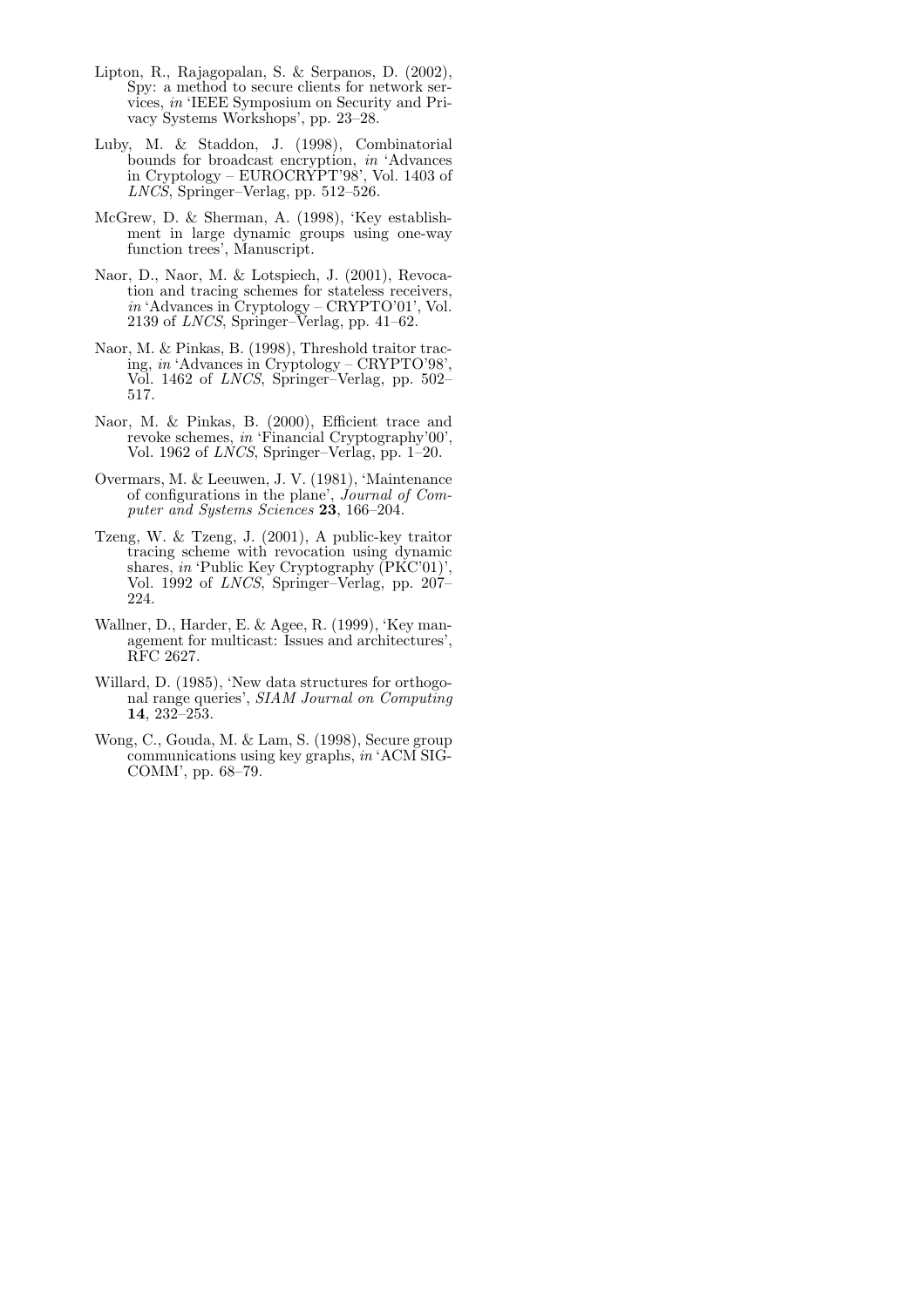Lipton, R., Rajagopalan, S. & Serpanos, D. (2002), Spy: a method to secure clients for network services, *in* 'IEEE Symposium on Security and Privacy Systems Workshops', pp. 23–28.

Luby, M. & Staddon, J. (1998), Combinatorial bounds for broadcast encryption, *in* 'Advances in Cryptology – EUROCRYPT'98', Vol. 1403 of *LNCS*, Springer–Verlag, pp. 512–526.

McGrew, D. & Sherman, A. (1998), 'Key establishment in large dynamic groups using one-way function trees', Manuscript.

Naor, D., Naor, M. & Lotspiech, J. (2001), Revocation and tracing schemes for stateless receivers, *in* 'Advances in Cryptology – CRYPTO'01', Vol. 2139 of *LNCS*, Springer–Verlag, pp. 41–62.

Naor, M. & Pinkas, B. (1998), Threshold traitor tracing, *in* 'Advances in Cryptology – CRYPTO'98', Vol. 1462 of *LNCS*, Springer–Verlag, pp. 502–517.

Naor, M. & Pinkas, B. (2000), Efficient trace and revoke schemes, *in* 'Financial Cryptography'00', Vol. 1962 of *LNCS*, Springer–Verlag, pp. 1–20.

Overmars, M. & Leeuwen, J. V. (1981), 'Maintenance of configurations in the plane', *Journal of Computer and Systems Sciences* **23**, 166–204.

Tzeng, W. & Tzeng, J. (2001), A public-key traitor tracing scheme with revocation using dynamic shares, *in* 'Public Key Cryptography (PKC'01)', Vol. 1992 of *LNCS*, Springer–Verlag, pp. 207–224.

Wallner, D., Harder, E. & Agee, R. (1999), 'Key management for multicast: Issues and architectures', RFC 2627.

Willard, D. (1985), 'New data structures for orthogonal range queries', *SIAM Journal on Computing* **14**, 232–253.

Wong, C., Gouda, M. & Lam, S. (1998), Secure group communications using key graphs, *in* 'ACM SIGCOMM', pp. 68–79.